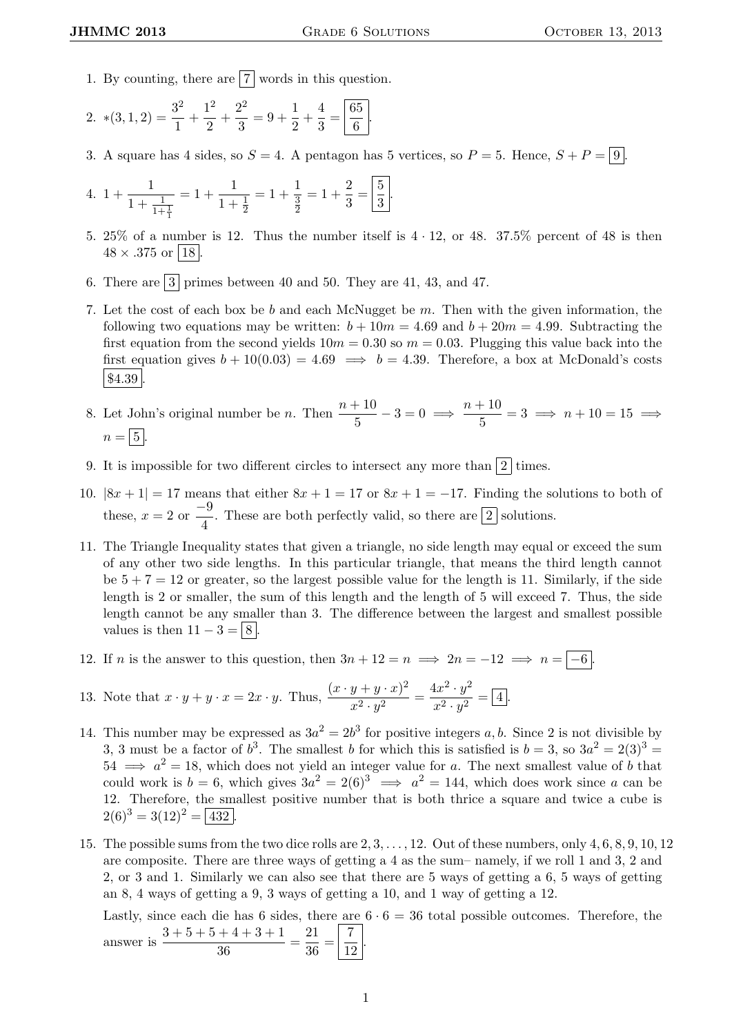1. By counting, there are $\boxed{7}$ words in this question.

2. $*(3,1,2) = \frac{3^2}{1} + \frac{1^2}{2} + \frac{2^2}{3} = 9 + \frac{1}{2} + \frac{4}{3} = \boxed{\frac{65}{6}}$.

3. A square has 4 sides, so $S = 4$. A pentagon has 5 vertices, so $P = 5$. Hence, $S + P = \boxed{9}$.

4. $1 + \cfrac{1}{1 + \cfrac{1}{1+\frac{1}{1}}} = 1 + \cfrac{1}{1+\frac{1}{2}} = 1 + \cfrac{1}{\frac{3}{2}} = 1 + \frac{2}{3} = \boxed{\frac{5}{3}}$.

5. 25% of a number is 12. Thus the number itself is $4 \cdot 12$, or 48. 37.5% percent of 48 is then $48 \times .375$ or $\boxed{18}$.

6. There are $\boxed{3}$ primes between 40 and 50. They are 41, 43, and 47.

7. Let the cost of each box be $b$ and each McNugget be $m$. Then with the given information, the following two equations may be written: $b + 10m = 4.69$ and $b + 20m = 4.99$. Subtracting the first equation from the second yields $10m = 0.30$ so $m = 0.03$. Plugging this value back into the first equation gives $b + 10(0.03) = 4.69 \implies b = 4.39$. Therefore, a box at McDonald's costs $\boxed{\$4.39}$.

8. Let John's original number be $n$. Then $\frac{n+10}{5} - 3 = 0 \implies \frac{n+10}{5} = 3 \implies n + 10 = 15 \implies n = \boxed{5}$.

9. It is impossible for two different circles to intersect any more than $\boxed{2}$ times.

10. $|8x + 1| = 17$ means that either $8x + 1 = 17$ or $8x + 1 = -17$. Finding the solutions to both of these, $x = 2$ or $\frac{-9}{4}$. These are both perfectly valid, so there are $\boxed{2}$ solutions.

11. The Triangle Inequality states that given a triangle, no side length may equal or exceed the sum of any other two side lengths. In this particular triangle, that means the third length cannot be $5 + 7 = 12$ or greater, so the largest possible value for the length is 11. Similarly, if the side length is 2 or smaller, the sum of this length and the length of 5 will exceed 7. Thus, the side length cannot be any smaller than 3. The difference between the largest and smallest possible values is then $11 - 3 = \boxed{8}$.

12. If $n$ is the answer to this question, then $3n + 12 = n \implies 2n = -12 \implies n = \boxed{-6}$.

13. Note that $x \cdot y + y \cdot x = 2x \cdot y$. Thus, $\frac{(x \cdot y + y \cdot x)^2}{x^2 \cdot y^2} = \frac{4x^2 \cdot y^2}{x^2 \cdot y^2} = \boxed{4}$.

14. This number may be expressed as $3a^2 = 2b^3$ for positive integers $a, b$. Since 2 is not divisible by 3, 3 must be a factor of $b^3$. The smallest $b$ for which this is satisfied is $b = 3$, so $3a^2 = 2(3)^3 = 54 \implies a^2 = 18$, which does not yield an integer value for $a$. The next smallest value of $b$ that could work is $b = 6$, which gives $3a^2 = 2(6)^3 \implies a^2 = 144$, which does work since $a$ can be 12. Therefore, the smallest positive number that is both thrice a square and twice a cube is $2(6)^3 = 3(12)^2 = \boxed{432}$.

15. The possible sums from the two dice rolls are $2, 3, \ldots, 12$. Out of these numbers, only $4, 6, 8, 9, 10, 12$ are composite. There are three ways of getting a 4 as the sum– namely, if we roll 1 and 3, 2 and 2, or 3 and 1. Similarly we can also see that there are 5 ways of getting a 6, 5 ways of getting an 8, 4 ways of getting a 9, 3 ways of getting a 10, and 1 way of getting a 12.

    Lastly, since each die has 6 sides, there are $6 \cdot 6 = 36$ total possible outcomes. Therefore, the answer is $\frac{3+5+5+4+3+1}{36} = \frac{21}{36} = \boxed{\frac{7}{12}}$.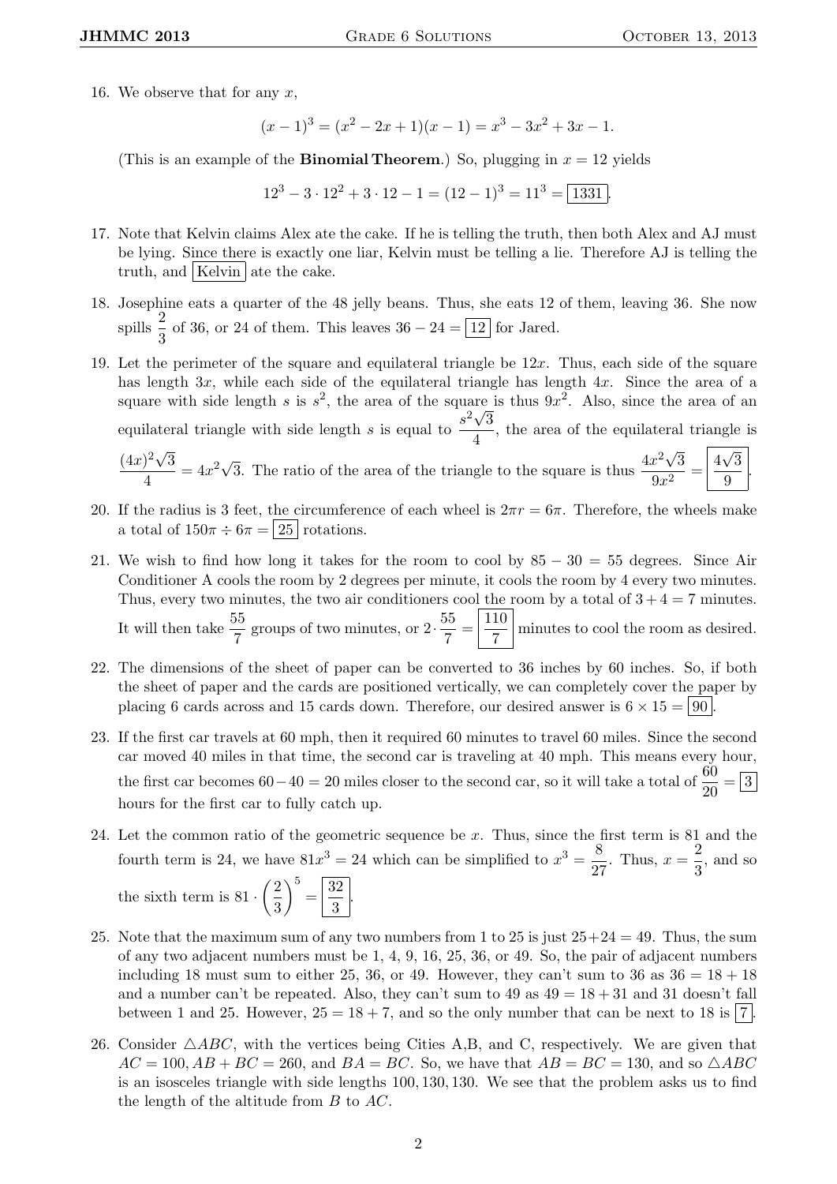16. We observe that for any $x$,

$$(x-1)^3 = (x^2-2x+1)(x-1) = x^3 - 3x^2 + 3x - 1.$$

(This is an example of the **Binomial Theorem**.) So, plugging in $x = 12$ yields

$$12^3 - 3 \cdot 12^2 + 3 \cdot 12 - 1 = (12-1)^3 = 11^3 = \boxed{1331}.$$

17. Note that Kelvin claims Alex ate the cake. If he is telling the truth, then both Alex and AJ must be lying. Since there is exactly one liar, Kelvin must be telling a lie. Therefore AJ is telling the truth, and $\boxed{\text{Kelvin}}$ ate the cake.

18. Josephine eats a quarter of the 48 jelly beans. Thus, she eats 12 of them, leaving 36. She now spills $\frac{2}{3}$ of 36, or 24 of them. This leaves $36 - 24 = \boxed{12}$ for Jared.

19. Let the perimeter of the square and equilateral triangle be $12x$. Thus, each side of the square has length $3x$, while each side of the equilateral triangle has length $4x$. Since the area of a square with side length $s$ is $s^2$, the area of the square is thus $9x^2$. Also, since the area of an equilateral triangle with side length $s$ is equal to $\frac{s^2\sqrt{3}}{4}$, the area of the equilateral triangle is $\frac{(4x)^2\sqrt{3}}{4} = 4x^2\sqrt{3}$. The ratio of the area of the triangle to the square is thus $\frac{4x^2\sqrt{3}}{9x^2} = \boxed{\frac{4\sqrt{3}}{9}}$.

20. If the radius is 3 feet, the circumference of each wheel is $2\pi r = 6\pi$. Therefore, the wheels make a total of $150\pi \div 6\pi = \boxed{25}$ rotations.

21. We wish to find how long it takes for the room to cool by $85 - 30 = 55$ degrees. Since Air Conditioner A cools the room by 2 degrees per minute, it cools the room by 4 every two minutes. Thus, every two minutes, the two air conditioners cool the room by a total of $3 + 4 = 7$ minutes. It will then take $\frac{55}{7}$ groups of two minutes, or $2 \cdot \frac{55}{7} = \boxed{\frac{110}{7}}$ minutes to cool the room as desired.

22. The dimensions of the sheet of paper can be converted to 36 inches by 60 inches. So, if both the sheet of paper and the cards are positioned vertically, we can completely cover the paper by placing 6 cards across and 15 cards down. Therefore, our desired answer is $6 \times 15 = \boxed{90}$.

23. If the first car travels at 60 mph, then it required 60 minutes to travel 60 miles. Since the second car moved 40 miles in that time, the second car is traveling at 40 mph. This means every hour, the first car becomes $60-40 = 20$ miles closer to the second car, so it will take a total of $\frac{60}{20} = \boxed{3}$ hours for the first car to fully catch up.

24. Let the common ratio of the geometric sequence be $x$. Thus, since the first term is 81 and the fourth term is 24, we have $81x^3 = 24$ which can be simplified to $x^3 = \frac{8}{27}$. Thus, $x = \frac{2}{3}$, and so the sixth term is $81 \cdot \left(\frac{2}{3}\right)^5 = \boxed{\frac{32}{3}}$.

25. Note that the maximum sum of any two numbers from 1 to 25 is just $25+24 = 49$. Thus, the sum of any two adjacent numbers must be 1, 4, 9, 16, 25, 36, or 49. So, the pair of adjacent numbers including 18 must sum to either 25, 36, or 49. However, they can't sum to 36 as $36 = 18 + 18$ and a number can't be repeated. Also, they can't sum to 49 as $49 = 18 + 31$ and 31 doesn't fall between 1 and 25. However, $25 = 18 + 7$, and so the only number that can be next to 18 is $\boxed{7}$.

26. Consider $\triangle ABC$, with the vertices being Cities A,B, and C, respectively. We are given that $AC = 100, AB + BC = 260$, and $BA = BC$. So, we have that $AB = BC = 130$, and so $\triangle ABC$ is an isosceles triangle with side lengths $100, 130, 130$. We see that the problem asks us to find the length of the altitude from $B$ to $AC$.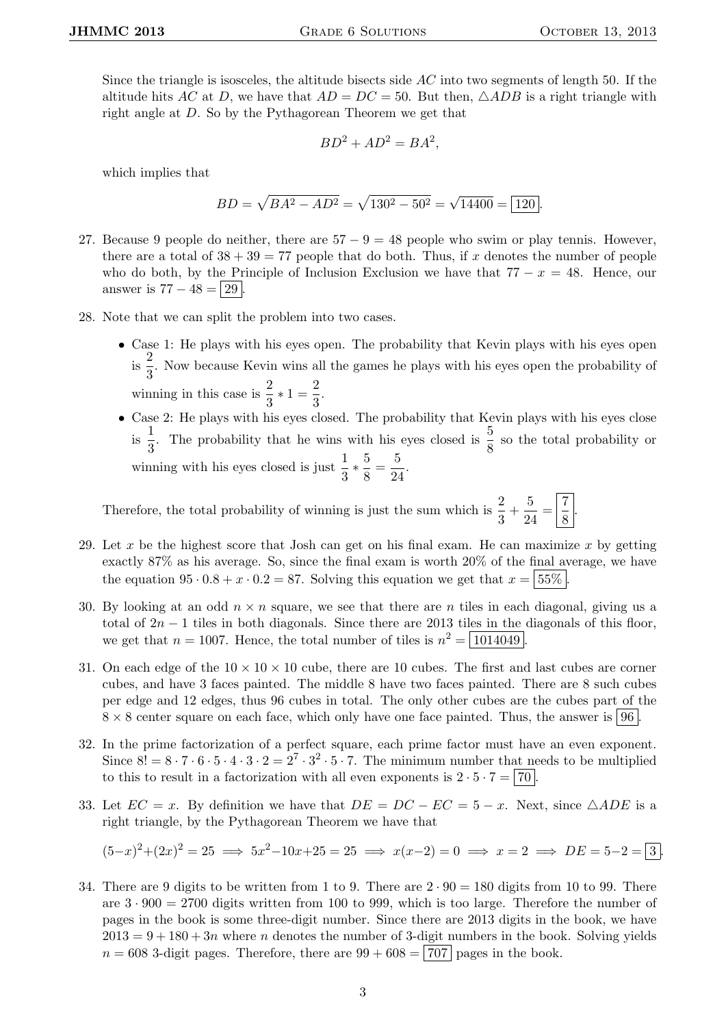Since the triangle is isosceles, the altitude bisects side $AC$ into two segments of length 50. If the altitude hits $AC$ at $D$, we have that $AD = DC = 50$. But then, $\triangle ADB$ is a right triangle with right angle at $D$. So by the Pythagorean Theorem we get that

$$BD^2 + AD^2 = BA^2,$$

which implies that

$$BD = \sqrt{BA^2 - AD^2} = \sqrt{130^2 - 50^2} = \sqrt{14400} = \boxed{120}.$$

27. Because 9 people do neither, there are $57 - 9 = 48$ people who swim or play tennis. However, there are a total of $38 + 39 = 77$ people that do both. Thus, if $x$ denotes the number of people who do both, by the Principle of Inclusion Exclusion we have that $77 - x = 48$. Hence, our answer is $77 - 48 = \boxed{29}$.

28. Note that we can split the problem into two cases.

   - Case 1: He plays with his eyes open. The probability that Kevin plays with his eyes open is $\frac{2}{3}$. Now because Kevin wins all the games he plays with his eyes open the probability of winning in this case is $\frac{2}{3} * 1 = \frac{2}{3}$.
   - Case 2: He plays with his eyes closed. The probability that Kevin plays with his eyes close is $\frac{1}{3}$. The probability that he wins with his eyes closed is $\frac{5}{8}$ so the total probability or winning with his eyes closed is just $\frac{1}{3} * \frac{5}{8} = \frac{5}{24}$.

   Therefore, the total probability of winning is just the sum which is $\frac{2}{3} + \frac{5}{24} = \boxed{\frac{7}{8}}$.

29. Let $x$ be the highest score that Josh can get on his final exam. He can maximize $x$ by getting exactly 87% as his average. So, since the final exam is worth 20% of the final average, we have the equation $95 \cdot 0.8 + x \cdot 0.2 = 87$. Solving this equation we get that $x = \boxed{55\%}$.

30. By looking at an odd $n \times n$ square, we see that there are $n$ tiles in each diagonal, giving us a total of $2n - 1$ tiles in both diagonals. Since there are 2013 tiles in the diagonals of this floor, we get that $n = 1007$. Hence, the total number of tiles is $n^2 = \boxed{1014049}$.

31. On each edge of the $10 \times 10 \times 10$ cube, there are 10 cubes. The first and last cubes are corner cubes, and have 3 faces painted. The middle 8 have two faces painted. There are 8 such cubes per edge and 12 edges, thus 96 cubes in total. The only other cubes are the cubes part of the $8 \times 8$ center square on each face, which only have one face painted. Thus, the answer is $\boxed{96}$.

32. In the prime factorization of a perfect square, each prime factor must have an even exponent. Since $8! = 8 \cdot 7 \cdot 6 \cdot 5 \cdot 4 \cdot 3 \cdot 2 = 2^7 \cdot 3^2 \cdot 5 \cdot 7$. The minimum number that needs to be multiplied to this to result in a factorization with all even exponents is $2 \cdot 5 \cdot 7 = \boxed{70}$.

33. Let $EC = x$. By definition we have that $DE = DC - EC = 5 - x$. Next, since $\triangle ADE$ is a right triangle, by the Pythagorean Theorem we have that

   $$(5-x)^2 + (2x)^2 = 25 \implies 5x^2 - 10x + 25 = 25 \implies x(x-2) = 0 \implies x = 2 \implies DE = 5 - 2 = \boxed{3}.$$

34. There are 9 digits to be written from 1 to 9. There are $2 \cdot 90 = 180$ digits from 10 to 99. There are $3 \cdot 900 = 2700$ digits written from 100 to 999, which is too large. Therefore the number of pages in the book is some three-digit number. Since there are 2013 digits in the book, we have $2013 = 9 + 180 + 3n$ where $n$ denotes the number of 3-digit numbers in the book. Solving yields $n = 608$ 3-digit pages. Therefore, there are $99 + 608 = \boxed{707}$ pages in the book.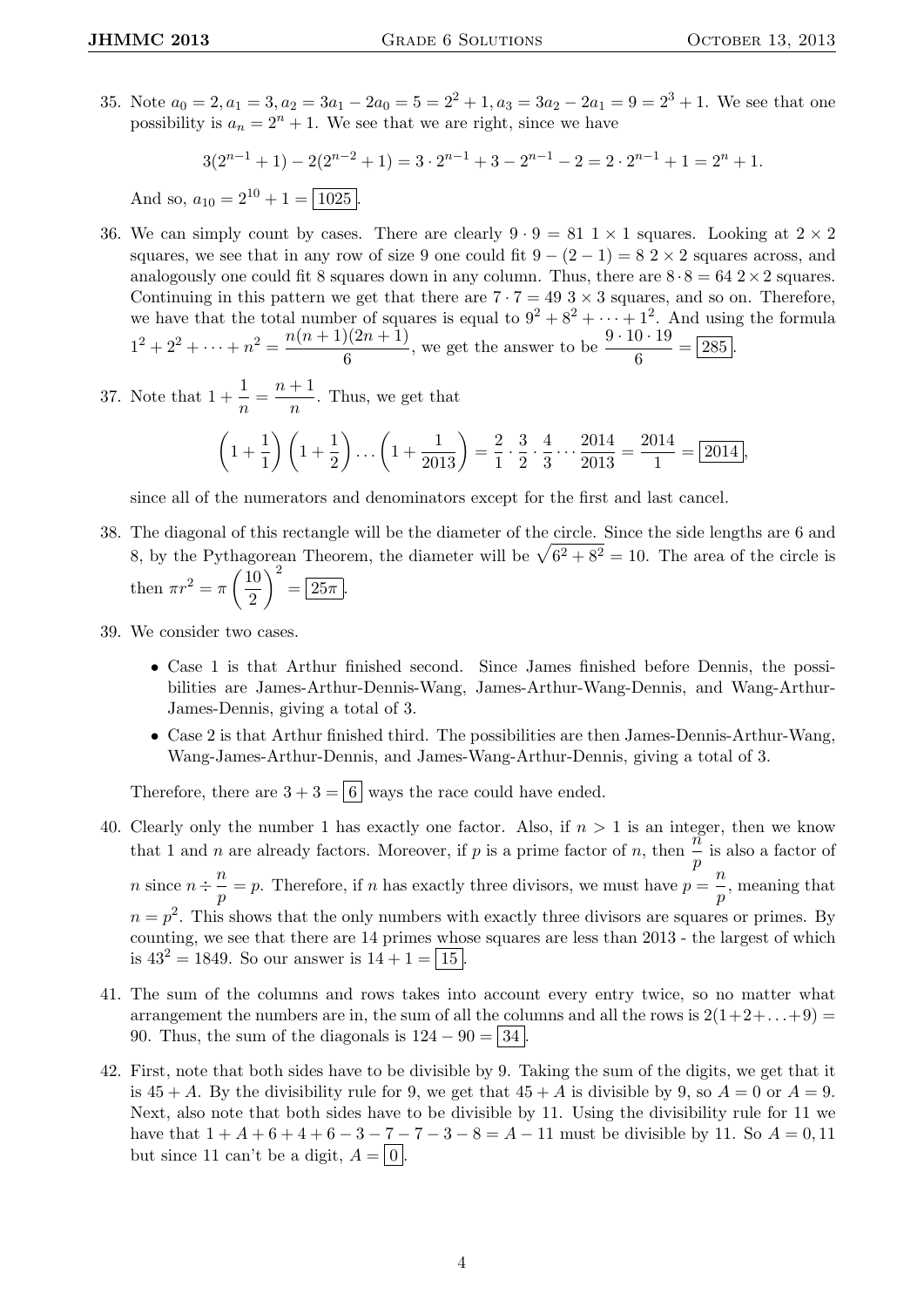35. Note $a_0 = 2, a_1 = 3, a_2 = 3a_1 - 2a_0 = 5 = 2^2 + 1, a_3 = 3a_2 - 2a_1 = 9 = 2^3 + 1$. We see that one possibility is $a_n = 2^n + 1$. We see that we are right, since we have

$$3(2^{n-1} + 1) - 2(2^{n-2} + 1) = 3 \cdot 2^{n-1} + 3 - 2^{n-1} - 2 = 2 \cdot 2^{n-1} + 1 = 2^n + 1.$$

And so, $a_{10} = 2^{10} + 1 = \boxed{1025}$.

36. We can simply count by cases. There are clearly $9 \cdot 9 = 81$ $1 \times 1$ squares. Looking at $2 \times 2$ squares, we see that in any row of size 9 one could fit $9 - (2 - 1) = 8$ $2 \times 2$ squares across, and analogously one could fit 8 squares down in any column. Thus, there are $8 \cdot 8 = 64$ $2 \times 2$ squares. Continuing in this pattern we get that there are $7 \cdot 7 = 49$ $3 \times 3$ squares, and so on. Therefore, we have that the total number of squares is equal to $9^2 + 8^2 + \cdots + 1^2$. And using the formula $1^2 + 2^2 + \cdots + n^2 = \dfrac{n(n+1)(2n+1)}{6}$, we get the answer to be $\dfrac{9 \cdot 10 \cdot 19}{6} = \boxed{285}$.

37. Note that $1 + \dfrac{1}{n} = \dfrac{n+1}{n}$. Thus, we get that

$$\left(1 + \frac{1}{1}\right)\left(1 + \frac{1}{2}\right)\ldots\left(1 + \frac{1}{2013}\right) = \frac{2}{1} \cdot \frac{3}{2} \cdot \frac{4}{3} \cdots \frac{2014}{2013} = \frac{2014}{1} = \boxed{2014},$$

since all of the numerators and denominators except for the first and last cancel.

38. The diagonal of this rectangle will be the diameter of the circle. Since the side lengths are 6 and 8, by the Pythagorean Theorem, the diameter will be $\sqrt{6^2 + 8^2} = 10$. The area of the circle is then $\pi r^2 = \pi \left(\dfrac{10}{2}\right)^2 = \boxed{25\pi}$.

39. We consider two cases.

   - Case 1 is that Arthur finished second. Since James finished before Dennis, the possibilities are James-Arthur-Dennis-Wang, James-Arthur-Wang-Dennis, and Wang-Arthur-James-Dennis, giving a total of 3.
   - Case 2 is that Arthur finished third. The possibilities are then James-Dennis-Arthur-Wang, Wang-James-Arthur-Dennis, and James-Wang-Arthur-Dennis, giving a total of 3.

   Therefore, there are $3 + 3 = \boxed{6}$ ways the race could have ended.

40. Clearly only the number 1 has exactly one factor. Also, if $n > 1$ is an integer, then we know that 1 and $n$ are already factors. Moreover, if $p$ is a prime factor of $n$, then $\dfrac{n}{p}$ is also a factor of $n$ since $n \div \dfrac{n}{p} = p$. Therefore, if $n$ has exactly three divisors, we must have $p = \dfrac{n}{p}$, meaning that $n = p^2$. This shows that the only numbers with exactly three divisors are squares or primes. By counting, we see that there are 14 primes whose squares are less than 2013 - the largest of which is $43^2 = 1849$. So our answer is $14 + 1 = \boxed{15}$.

41. The sum of the columns and rows takes into account every entry twice, so no matter what arrangement the numbers are in, the sum of all the columns and all the rows is $2(1+2+\ldots+9) = 90$. Thus, the sum of the diagonals is $124 - 90 = \boxed{34}$.

42. First, note that both sides have to be divisible by 9. Taking the sum of the digits, we get that it is $45 + A$. By the divisibility rule for 9, we get that $45 + A$ is divisible by 9, so $A = 0$ or $A = 9$. Next, also note that both sides have to be divisible by 11. Using the divisibility rule for 11 we have that $1 + A + 6 + 4 + 6 - 3 - 7 - 7 - 3 - 8 = A - 11$ must be divisible by 11. So $A = 0, 11$ but since 11 can't be a digit, $A = \boxed{0}$.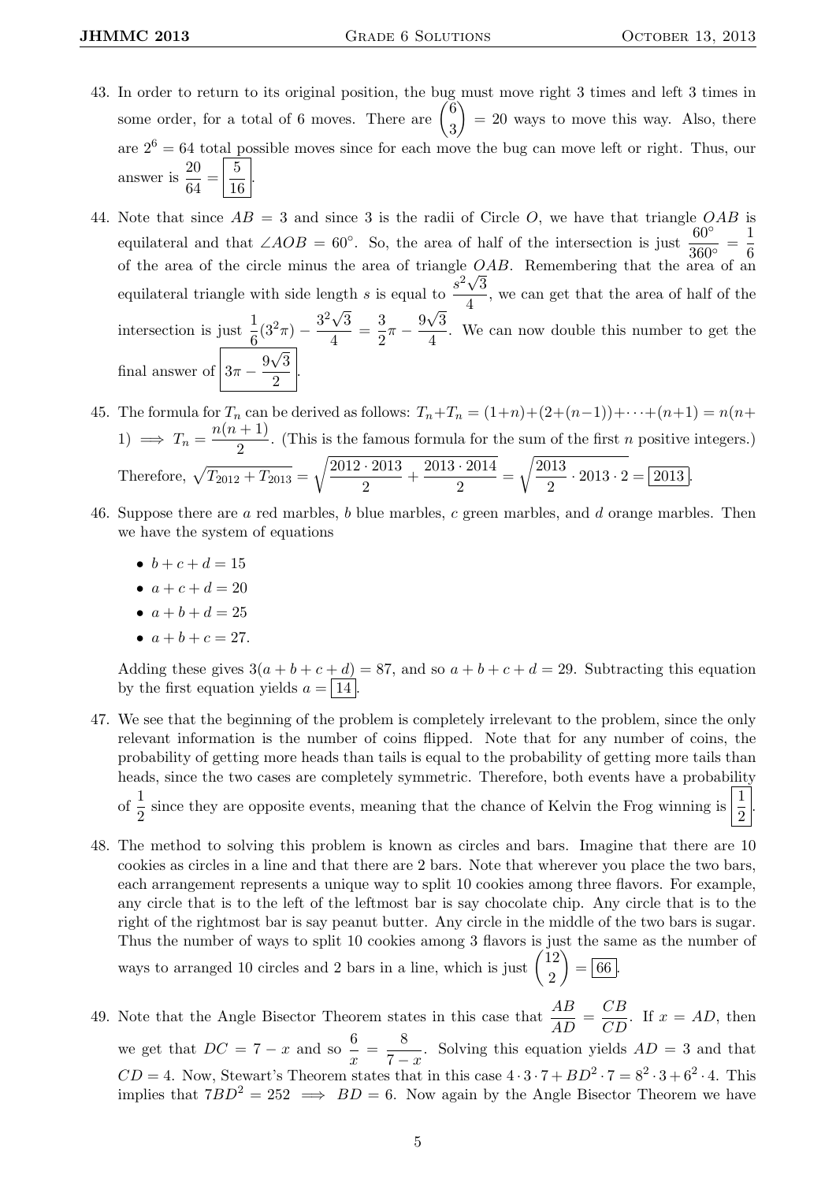43. In order to return to its original position, the bug must move right 3 times and left 3 times in some order, for a total of 6 moves. There are $\binom{6}{3} = 20$ ways to move this way. Also, there are $2^6 = 64$ total possible moves since for each move the bug can move left or right. Thus, our answer is $\frac{20}{64} = \boxed{\frac{5}{16}}$.

44. Note that since $AB = 3$ and since 3 is the radii of Circle $O$, we have that triangle $OAB$ is equilateral and that $\angle AOB = 60^\circ$. So, the area of half of the intersection is just $\frac{60^\circ}{360^\circ} = \frac{1}{6}$ of the area of the circle minus the area of triangle $OAB$. Remembering that the area of an equilateral triangle with side length $s$ is equal to $\frac{s^2\sqrt{3}}{4}$, we can get that the area of half of the intersection is just $\frac{1}{6}(3^2\pi) - \frac{3^2\sqrt{3}}{4} = \frac{3}{2}\pi - \frac{9\sqrt{3}}{4}$. We can now double this number to get the final answer of $\boxed{3\pi - \frac{9\sqrt{3}}{2}}$.

45. The formula for $T_n$ can be derived as follows: $T_n + T_n = (1+n) + (2+(n-1)) + \cdots + (n+1) = n(n+1) \implies T_n = \frac{n(n+1)}{2}$. (This is the famous formula for the sum of the first $n$ positive integers.) Therefore, $\sqrt{T_{2012} + T_{2013}} = \sqrt{\frac{2012 \cdot 2013}{2} + \frac{2013 \cdot 2014}{2}} = \sqrt{\frac{2013}{2} \cdot 2013 \cdot 2} = \boxed{2013}$.

46. Suppose there are $a$ red marbles, $b$ blue marbles, $c$ green marbles, and $d$ orange marbles. Then we have the system of equations

   - $b + c + d = 15$
   - $a + c + d = 20$
   - $a + b + d = 25$
   - $a + b + c = 27$.

   Adding these gives $3(a + b + c + d) = 87$, and so $a + b + c + d = 29$. Subtracting this equation by the first equation yields $a = \boxed{14}$.

47. We see that the beginning of the problem is completely irrelevant to the problem, since the only relevant information is the number of coins flipped. Note that for any number of coins, the probability of getting more heads than tails is equal to the probability of getting more tails than heads, since the two cases are completely symmetric. Therefore, both events have a probability of $\frac{1}{2}$ since they are opposite events, meaning that the chance of Kelvin the Frog winning is $\boxed{\frac{1}{2}}$.

48. The method to solving this problem is known as circles and bars. Imagine that there are 10 cookies as circles in a line and that there are 2 bars. Note that wherever you place the two bars, each arrangement represents a unique way to split 10 cookies among three flavors. For example, any circle that is to the left of the leftmost bar is say chocolate chip. Any circle that is to the right of the rightmost bar is say peanut butter. Any circle in the middle of the two bars is sugar. Thus the number of ways to split 10 cookies among 3 flavors is just the same as the number of ways to arranged 10 circles and 2 bars in a line, which is just $\binom{12}{2} = \boxed{66}$.

49. Note that the Angle Bisector Theorem states in this case that $\frac{AB}{AD} = \frac{CB}{CD}$. If $x = AD$, then we get that $DC = 7 - x$ and so $\frac{6}{x} = \frac{8}{7-x}$. Solving this equation yields $AD = 3$ and that $CD = 4$. Now, Stewart's Theorem states that in this case $4 \cdot 3 \cdot 7 + BD^2 \cdot 7 = 8^2 \cdot 3 + 6^2 \cdot 4$. This implies that $7BD^2 = 252 \implies BD = 6$. Now again by the Angle Bisector Theorem we have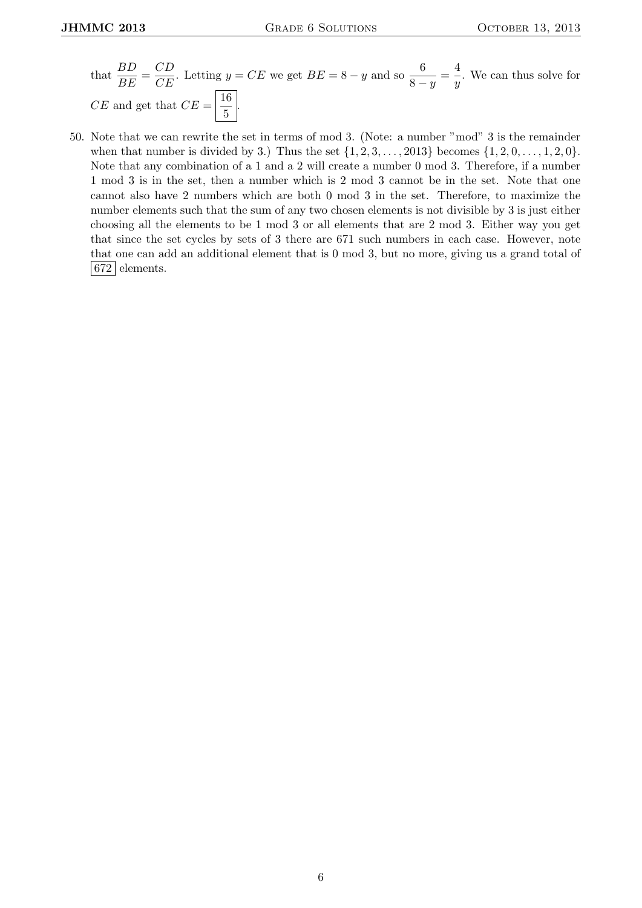that $\frac{BD}{BE} = \frac{CD}{CE}$. Letting $y = CE$ we get $BE = 8 - y$ and so $\frac{6}{8-y} = \frac{4}{y}$. We can thus solve for $CE$ and get that $CE = \boxed{\frac{16}{5}}$.

50. Note that we can rewrite the set in terms of mod 3. (Note: a number "mod" 3 is the remainder when that number is divided by 3.) Thus the set $\{1, 2, 3, \ldots, 2013\}$ becomes $\{1, 2, 0, \ldots, 1, 2, 0\}$. Note that any combination of a 1 and a 2 will create a number 0 mod 3. Therefore, if a number 1 mod 3 is in the set, then a number which is 2 mod 3 cannot be in the set. Note that one cannot also have 2 numbers which are both 0 mod 3 in the set. Therefore, to maximize the number elements such that the sum of any two chosen elements is not divisible by 3 is just either choosing all the elements to be 1 mod 3 or all elements that are 2 mod 3. Either way you get that since the set cycles by sets of 3 there are 671 such numbers in each case. However, note that one can add an additional element that is 0 mod 3, but no more, giving us a grand total of $\boxed{672}$ elements.